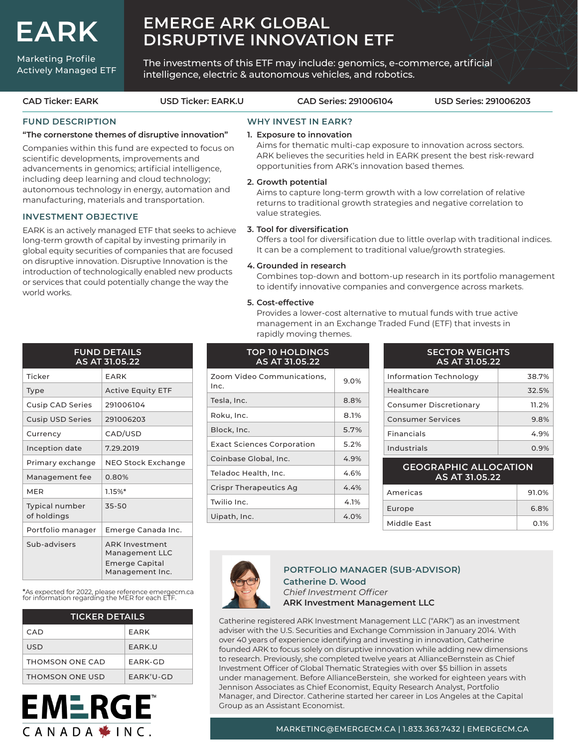# EARK

Marketing Profile
Actively Managed ETF

# EMERGE ARK GLOBAL DISRUPTIVE INNOVATION ETF

The investments of this ETF may include: genomics, e-commerce, artificial intelligence, electric & autonomous vehicles, and robotics.

**CAD Ticker: EARK** | **USD Ticker: EARK.U** | **CAD Series: 291006104** | **USD Series: 291006203**

## FUND DESCRIPTION

**"The cornerstone themes of disruptive innovation"**

Companies within this fund are expected to focus on scientific developments, improvements and advancements in genomics; artificial intelligence, including deep learning and cloud technology; autonomous technology in energy, automation and manufacturing, materials and transportation.

## INVESTMENT OBJECTIVE

EARK is an actively managed ETF that seeks to achieve long-term growth of capital by investing primarily in global equity securities of companies that are focused on disruptive innovation. Disruptive Innovation is the introduction of technologically enabled new products or services that could potentially change the way the world works.

## WHY INVEST IN EARK?

1. **Exposure to innovation**
   Aims for thematic multi-cap exposure to innovation across sectors. ARK believes the securities held in EARK present the best risk-reward opportunities from ARK's innovation based themes.
2. **Growth potential**
   Aims to capture long-term growth with a low correlation of relative returns to traditional growth strategies and negative correlation to value strategies.
3. **Tool for diversification**
   Offers a tool for diversification due to little overlap with traditional indices. It can be a complement to traditional value/growth strategies.
4. **Grounded in research**
   Combines top-down and bottom-up research in its portfolio management to identify innovative companies and convergence across markets.
5. **Cost-effective**
   Provides a lower-cost alternative to mutual funds with true active management in an Exchange Traded Fund (ETF) that invests in rapidly moving themes.

| FUND DETAILS AS AT 31.05.22 | |
|---|---|
| Ticker | EARK |
| Type | Active Equity ETF |
| Cusip CAD Series | 291006104 |
| Cusip USD Series | 291006203 |
| Currency | CAD/USD |
| Inception date | 7.29.2019 |
| Primary exchange | NEO Stock Exchange |
| Management fee | 0.80% |
| MER | 1.15%* |
| Typical number of holdings | 35-50 |
| Portfolio manager | Emerge Canada Inc. |
| Sub-advisers | ARK Investment Management LLC<br>Emerge Capital Management Inc. |

*As expected for 2022, please reference emergecm.ca for information regarding the MER for each ETF.

| TICKER DETAILS | |
|---|---|
| CAD | EARK |
| USD | EARK.U |
| THOMSON ONE CAD | EARK-GD |
| THOMSON ONE USD | EARK'U-GD |

| TOP 10 HOLDINGS AS AT 31.05.22 | |
|---|---|
| Zoom Video Communications, Inc. | 9.0% |
| Tesla, Inc. | 8.8% |
| Roku, Inc. | 8.1% |
| Block, Inc. | 5.7% |
| Exact Sciences Corporation | 5.2% |
| Coinbase Global, Inc. | 4.9% |
| Teladoc Health, Inc. | 4.6% |
| Crispr Therapeutics Ag | 4.4% |
| Twilio Inc. | 4.1% |
| Uipath, Inc. | 4.0% |

| SECTOR WEIGHTS AS AT 31.05.22 | |
|---|---|
| Information Technology | 38.7% |
| Healthcare | 32.5% |
| Consumer Discretionary | 11.2% |
| Consumer Services | 9.8% |
| Financials | 4.9% |
| Industrials | 0.9% |

| GEOGRAPHIC ALLOCATION AS AT 31.05.22 | |
|---|---|
| Americas | 91.0% |
| Europe | 6.8% |
| Middle East | 0.1% |

## PORTFOLIO MANAGER (SUB-ADVISOR)

**Catherine D. Wood**
*Chief Investment Officer*
**ARK Investment Management LLC**

Catherine registered ARK Investment Management LLC ("ARK") as an investment adviser with the U.S. Securities and Exchange Commission in January 2014. With over 40 years of experience identifying and investing in innovation, Catherine founded ARK to focus solely on disruptive innovation while adding new dimensions to research. Previously, she completed twelve years at AllianceBernstein as Chief Investment Officer of Global Thematic Strategies with over $5 billion in assets under management. Before AllianceBerstein, she worked for eighteen years with Jennison Associates as Chief Economist, Equity Research Analyst, Portfolio Manager, and Director. Catherine started her career in Los Angeles at the Capital Group as an Assistant Economist.

EMERGE™ CANADA INC.

MARKETING@EMERGECM.CA | 1.833.363.7432 | EMERGECM.CA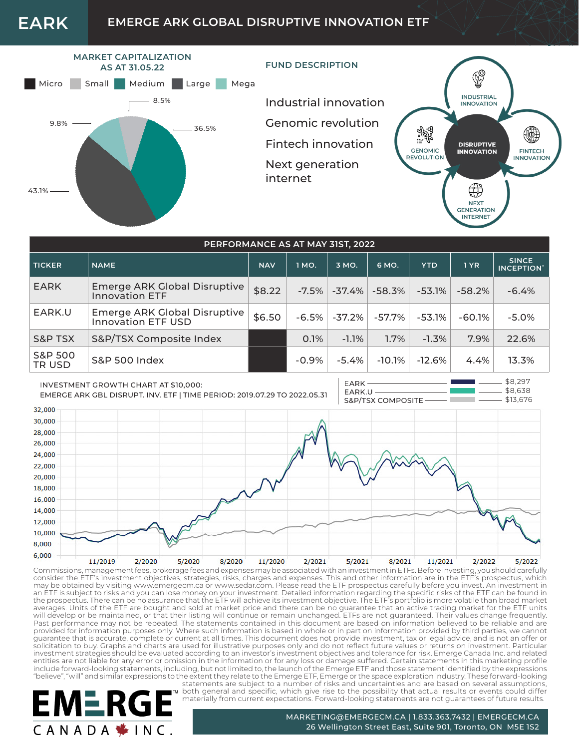# EARK

## EMERGE ARK GLOBAL DISRUPTIVE INNOVATION ETF

### MARKET CAPITALIZATION AS AT 31.05.22

Micro
Small
Medium
Large
Mega

8.5%
36.5%
9.8%
43.1%

### FUND DESCRIPTION

Industrial innovation

Genomic revolution

Fintech innovation

Next generation internet

INDUSTRIAL INNOVATION
GENOMIC REVOLUTION
DISRUPTIVE INNOVATION
FINTECH INNOVATION
NEXT GENERATION INTERNET

### PERFORMANCE AS AT MAY 31ST, 2022

| TICKER | NAME | NAV | 1 MO. | 3 MO. | 6 MO. | YTD | 1 YR | SINCE INCEPTION* |
|---|---|---|---|---|---|---|---|---|
| EARK | Emerge ARK Global Disruptive Innovation ETF | $8.22 | -7.5% | -37.4% | -58.3% | -53.1% | -58.2% | -6.4% |
| EARK.U | Emerge ARK Global Disruptive Innovation ETF USD | $6.50 | -6.5% | -37.2% | -57.7% | -53.1% | -60.1% | -5.0% |
| S&P TSX | S&P/TSX Composite Index | | 0.1% | -1.1% | 1.7% | -1.3% | 7.9% | 22.6% |
| S&P 500 TR USD | S&P 500 Index | | -0.9% | -5.4% | -10.1% | -12.6% | 4.4% | 13.3% |

INVESTMENT GROWTH CHART AT $10,000:
EMERGE ARK GBL DISRUPT. INV. ETF | TIME PERIOD: 2019.07.29 TO 2022.05.31

EARK $8,297
EARK.U $8,638
S&P/TSX COMPOSITE $13,676

32,000
30,000
28,000
26,000
24,000
22,000
20,000
18,000
16,000
14,000
12,000
10,000
8,000
6,000

11/2019 2/2020 5/2020 8/2020 11/2020 2/2021 5/2021 8/2021 11/2021 2/2022 5/2022

Commissions, management fees, brokerage fees and expenses may be associated with an investment in ETFs. Before investing, you should carefully consider the ETF's investment objectives, strategies, risks, charges and expenses. This and other information are in the ETF's prospectus, which may be obtained by visiting www.emergecm.ca or www.sedar.com. Please read the ETF prospectus carefully before you invest. An investment in an ETF is subject to risks and you can lose money on your investment. Detailed information regarding the specific risks of the ETF can be found in the prospectus. There can be no assurance that the ETF will achieve its investment objective. The ETF's portfolio is more volatile than broad market averages. Units of the ETF are bought and sold at market price and there can be no guarantee that an active trading market for the ETF units will develop or be maintained, or that their listing will continue or remain unchanged. ETFs are not guaranteed. Their values change frequently. Past performance may not be repeated. The statements contained in this document are based on information believed to be reliable and are provided for information purposes only. Where such information is based in whole or in part on information provided by third parties, we cannot guarantee that is accurate, complete or current at all times. This document does not provide investment, tax or legal advice, and is not an offer or solicitation to buy. Graphs and charts are used for illustrative purposes only and do not reflect future values or returns on investment. Particular investment strategies should be evaluated according to an investor's investment objectives and tolerance for risk. Emerge Canada Inc. and related entities are not liable for any error or omission in the information or for any loss or damage suffered. Certain statements in this marketing profile include forward-looking statements, including, but not limited to, the launch of the Emerge ETF and those statement identified by the expressions "believe", "will" and similar expressions to the extent they relate to the Emerge ETF, Emerge or the space exploration industry. These forward-looking statements are subject to a number of risks and uncertainties and are based on several assumptions, both general and specific, which give rise to the possibility that actual results or events could differ materially from current expectations. Forward-looking statements are not guarantees of future results.

EMERGE™ CANADA INC.

MARKETING@EMERGECM.CA | 1.833.363.7432 | EMERGECM.CA
26 Wellington Street East, Suite 901, Toronto, ON M5E 1S2